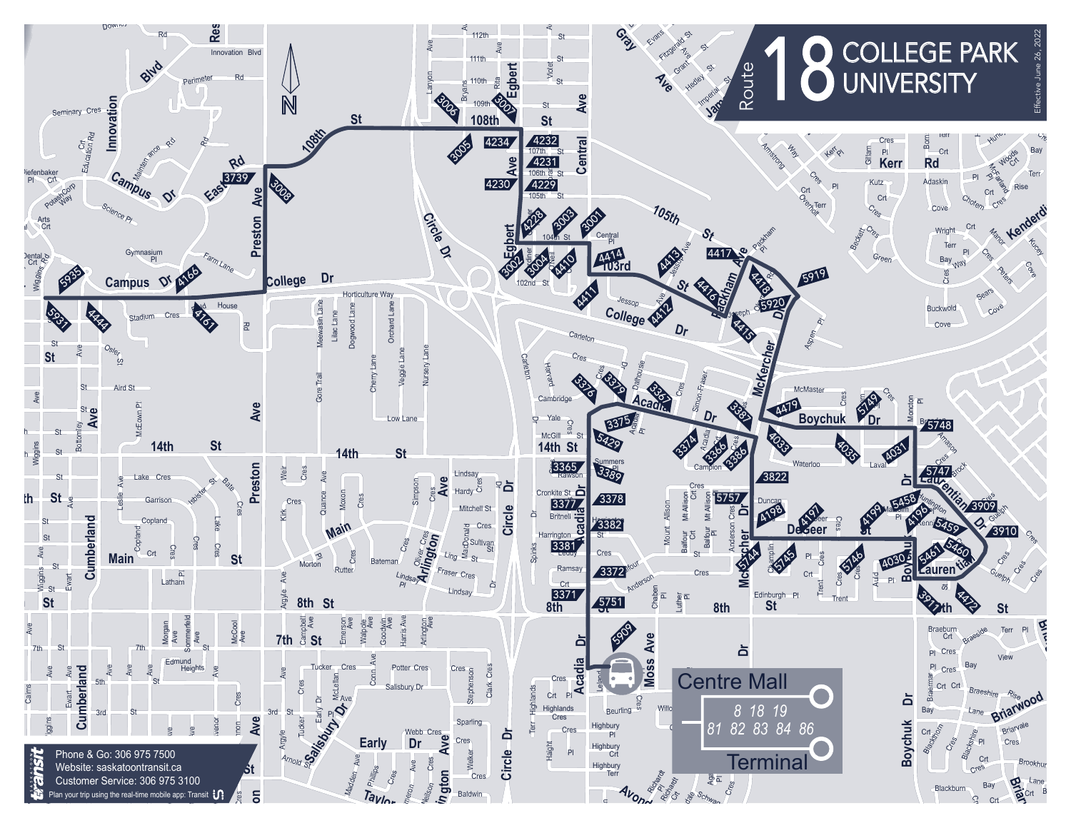# Route 18 COLLEGE PARK UNIVERSITY

Effective June 26, 2022

Centre Mall Terminal

8 18 19

81 82 83 84 86

Phone & Go: 306 975 7500

Website: saskatoontransit.ca

Customer Service: 306 975 3100

Plan your trip using the real-time mobile app: Transit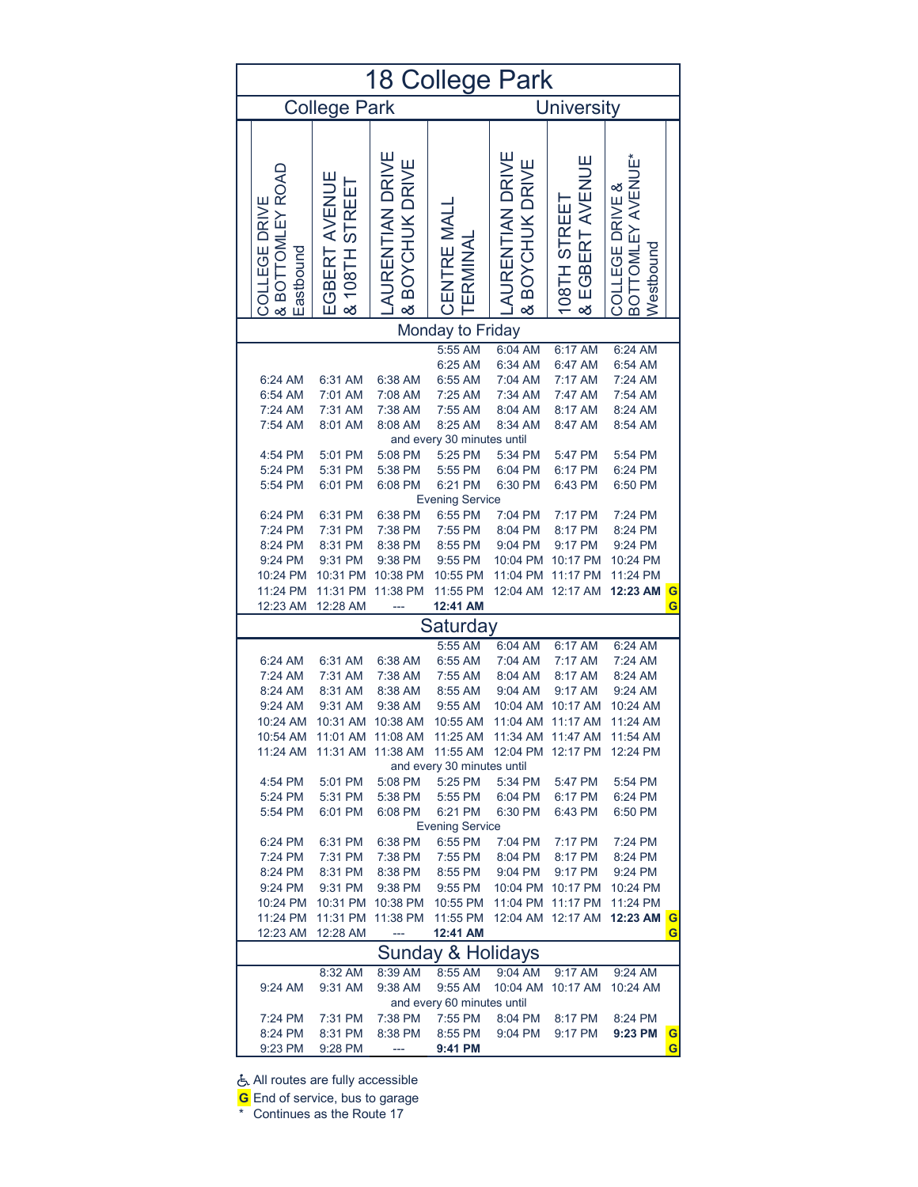# 18 College Park

| College Park | | | | University | | | |
|---|---|---|---|---|---|---|---|
| COLLEGE DRIVE & BOTTOMLEY ROAD Eastbound | EGBERT AVENUE & 108TH STREET | LAURENTIAN DRIVE & BOYCHUK DRIVE | CENTRE MALL TERMINAL | LAURENTIAN DRIVE & BOYCHUK DRIVE | 108TH STREET & EGBERT AVENUE | COLLEGE DRIVE & BOTTOMLEY AVENUE* Westbound | |
| **Monday to Friday** | | | | | | | |
| | | | 5:55 AM | 6:04 AM | 6:17 AM | 6:24 AM | |
| | | | 6:25 AM | 6:34 AM | 6:47 AM | 6:54 AM | |
| 6:24 AM | 6:31 AM | 6:38 AM | 6:55 AM | 7:04 AM | 7:17 AM | 7:24 AM | |
| 6:54 AM | 7:01 AM | 7:08 AM | 7:25 AM | 7:34 AM | 7:47 AM | 7:54 AM | |
| 7:24 AM | 7:31 AM | 7:38 AM | 7:55 AM | 8:04 AM | 8:17 AM | 8:24 AM | |
| 7:54 AM | 8:01 AM | 8:08 AM | 8:25 AM | 8:34 AM | 8:47 AM | 8:54 AM | |
| and every 30 minutes until | | | | | | | |
| 4:54 PM | 5:01 PM | 5:08 PM | 5:25 PM | 5:34 PM | 5:47 PM | 5:54 PM | |
| 5:24 PM | 5:31 PM | 5:38 PM | 5:55 PM | 6:04 PM | 6:17 PM | 6:24 PM | |
| 5:54 PM | 6:01 PM | 6:08 PM | 6:21 PM | 6:30 PM | 6:43 PM | 6:50 PM | |
| Evening Service | | | | | | | |
| 6:24 PM | 6:31 PM | 6:38 PM | 6:55 PM | 7:04 PM | 7:17 PM | 7:24 PM | |
| 7:24 PM | 7:31 PM | 7:38 PM | 7:55 PM | 8:04 PM | 8:17 PM | 8:24 PM | |
| 8:24 PM | 8:31 PM | 8:38 PM | 8:55 PM | 9:04 PM | 9:17 PM | 9:24 PM | |
| 9:24 PM | 9:31 PM | 9:38 PM | 9:55 PM | 10:04 PM | 10:17 PM | 10:24 PM | |
| 10:24 PM | 10:31 PM | 10:38 PM | 10:55 PM | 11:04 PM | 11:17 PM | 11:24 PM | |
| 11:24 PM | 11:31 PM | 11:38 PM | 11:55 PM | 12:04 AM | 12:17 AM | **12:23 AM** | G |
| 12:23 AM | 12:28 AM | --- | **12:41 AM** | | | | G |
| **Saturday** | | | | | | | |
| | | | 5:55 AM | 6:04 AM | 6:17 AM | 6:24 AM | |
| 6:24 AM | 6:31 AM | 6:38 AM | 6:55 AM | 7:04 AM | 7:17 AM | 7:24 AM | |
| 7:24 AM | 7:31 AM | 7:38 AM | 7:55 AM | 8:04 AM | 8:17 AM | 8:24 AM | |
| 8:24 AM | 8:31 AM | 8:38 AM | 8:55 AM | 9:04 AM | 9:17 AM | 9:24 AM | |
| 9:24 AM | 9:31 AM | 9:38 AM | 9:55 AM | 10:04 AM | 10:17 AM | 10:24 AM | |
| 10:24 AM | 10:31 AM | 10:38 AM | 10:55 AM | 11:04 AM | 11:17 AM | 11:24 AM | |
| 10:54 AM | 11:01 AM | 11:08 AM | 11:25 AM | 11:34 AM | 11:47 AM | 11:54 AM | |
| 11:24 AM | 11:31 AM | 11:38 AM | 11:55 AM | 12:04 PM | 12:17 PM | 12:24 PM | |
| and every 30 minutes until | | | | | | | |
| 4:54 PM | 5:01 PM | 5:08 PM | 5:25 PM | 5:34 PM | 5:47 PM | 5:54 PM | |
| 5:24 PM | 5:31 PM | 5:38 PM | 5:55 PM | 6:04 PM | 6:17 PM | 6:24 PM | |
| 5:54 PM | 6:01 PM | 6:08 PM | 6:21 PM | 6:30 PM | 6:43 PM | 6:50 PM | |
| Evening Service | | | | | | | |
| 6:24 PM | 6:31 PM | 6:38 PM | 6:55 PM | 7:04 PM | 7:17 PM | 7:24 PM | |
| 7:24 PM | 7:31 PM | 7:38 PM | 7:55 PM | 8:04 PM | 8:17 PM | 8:24 PM | |
| 8:24 PM | 8:31 PM | 8:38 PM | 8:55 PM | 9:04 PM | 9:17 PM | 9:24 PM | |
| 9:24 PM | 9:31 PM | 9:38 PM | 9:55 PM | 10:04 PM | 10:17 PM | 10:24 PM | |
| 10:24 PM | 10:31 PM | 10:38 PM | 10:55 PM | 11:04 PM | 11:17 PM | 11:24 PM | |
| 11:24 PM | 11:31 PM | 11:38 PM | 11:55 PM | 12:04 AM | 12:17 AM | **12:23 AM** | G |
| 12:23 AM | 12:28 AM | --- | **12:41 AM** | | | | G |
| **Sunday & Holidays** | | | | | | | |
| | 8:32 AM | 8:39 AM | 8:55 AM | 9:04 AM | 9:17 AM | 9:24 AM | |
| 9:24 AM | 9:31 AM | 9:38 AM | 9:55 AM | 10:04 AM | 10:17 AM | 10:24 AM | |
| and every 60 minutes until | | | | | | | |
| 7:24 PM | 7:31 PM | 7:38 PM | 7:55 PM | 8:04 PM | 8:17 PM | 8:24 PM | |
| 8:24 PM | 8:31 PM | 8:38 PM | 8:55 PM | 9:04 PM | 9:17 PM | **9:23 PM** | G |
| 9:23 PM | 9:28 PM | --- | **9:41 PM** | | | | G |

♿ All routes are fully accessible

**G** End of service, bus to garage

\* Continues as the Route 17